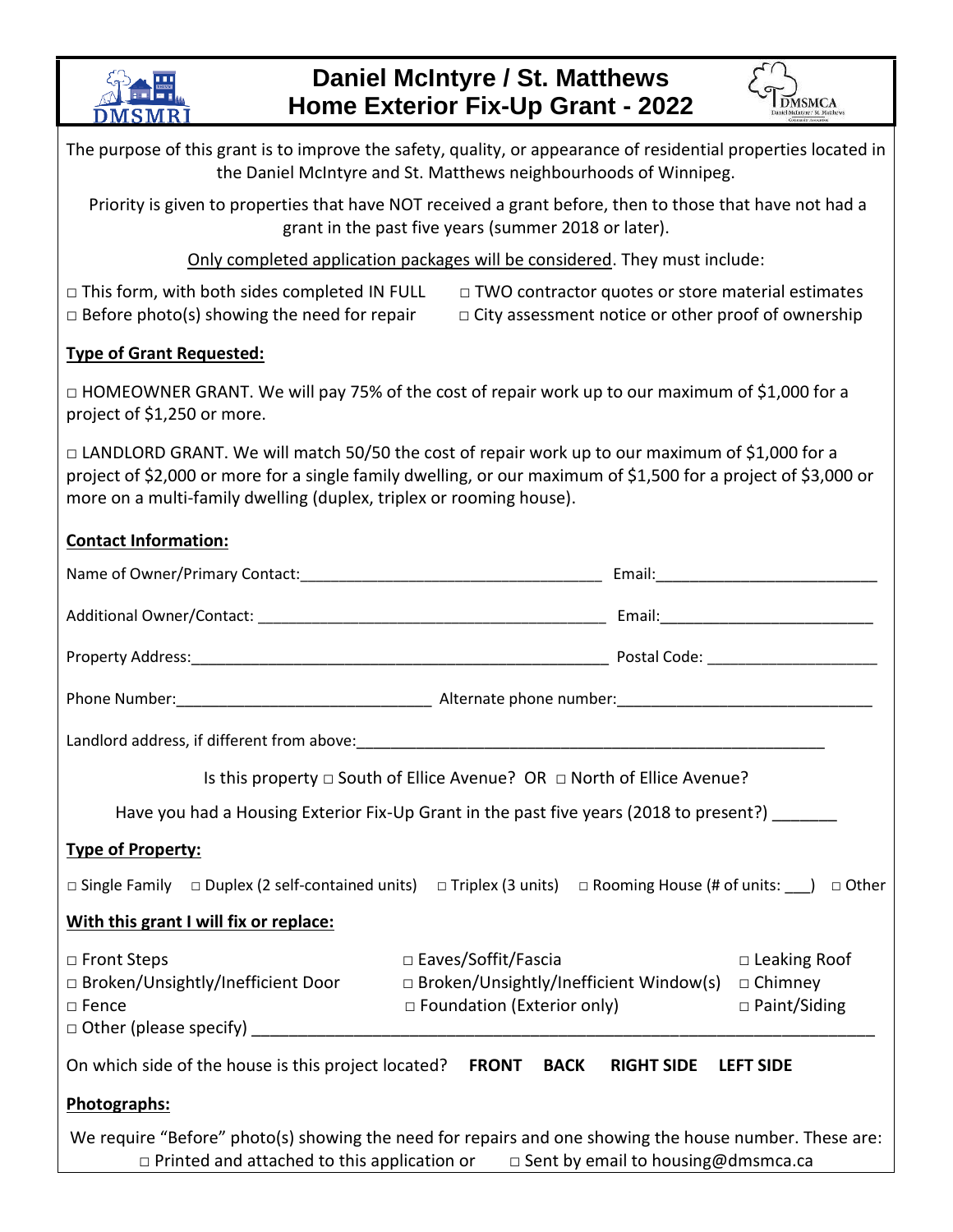# Daniel McIntyre / St. Matthews Home Exterior Fix-Up Grant - 2022

The purpose of this grant is to improve the safety, quality, or appearance of residential properties located in the Daniel McIntyre and St. Matthews neighbourhoods of Winnipeg.

Priority is given to properties that have NOT received a grant before, then to those that have not had a grant in the past five years (summer 2018 or later).

Only completed application packages will be considered. They must include:

□ This form, with both sides completed IN FULL
□ TWO contractor quotes or store material estimates
□ Before photo(s) showing the need for repair
□ City assessment notice or other proof of ownership

**Type of Grant Requested:**

□ HOMEOWNER GRANT. We will pay 75% of the cost of repair work up to our maximum of $1,000 for a project of $1,250 or more.

□ LANDLORD GRANT. We will match 50/50 the cost of repair work up to our maximum of $1,000 for a project of $2,000 or more for a single family dwelling, or our maximum of $1,500 for a project of $3,000 or more on a multi-family dwelling (duplex, triplex or rooming house).

**Contact Information:**

Name of Owner/Primary Contact:___________________________________ Email:_________________________

Additional Owner/Contact: ________________________________________ Email:________________________

Property Address:__________________________________________________ Postal Code: ____________________

Phone Number:_____________________________ Alternate phone number:_____________________________

Landlord address, if different from above:______________________________________________________

Is this property □ South of Ellice Avenue? OR □ North of Ellice Avenue?

Have you had a Housing Exterior Fix-Up Grant in the past five years (2018 to present?) _______

**Type of Property:**

□ Single Family □ Duplex (2 self-contained units) □ Triplex (3 units) □ Rooming House (# of units: ___) □ Other

**With this grant I will fix or replace:**

□ Front Steps
□ Broken/Unsightly/Inefficient Door
□ Fence
□ Eaves/Soffit/Fascia
□ Broken/Unsightly/Inefficient Window(s)
□ Foundation (Exterior only)
□ Leaking Roof
□ Chimney
□ Paint/Siding
□ Other (please specify) ________________________________________________________________

On which side of the house is this project located? **FRONT BACK RIGHT SIDE LEFT SIDE**

**Photographs:**

We require "Before" photo(s) showing the need for repairs and one showing the house number. These are:
□ Printed and attached to this application or □ Sent by email to housing@dmsmca.ca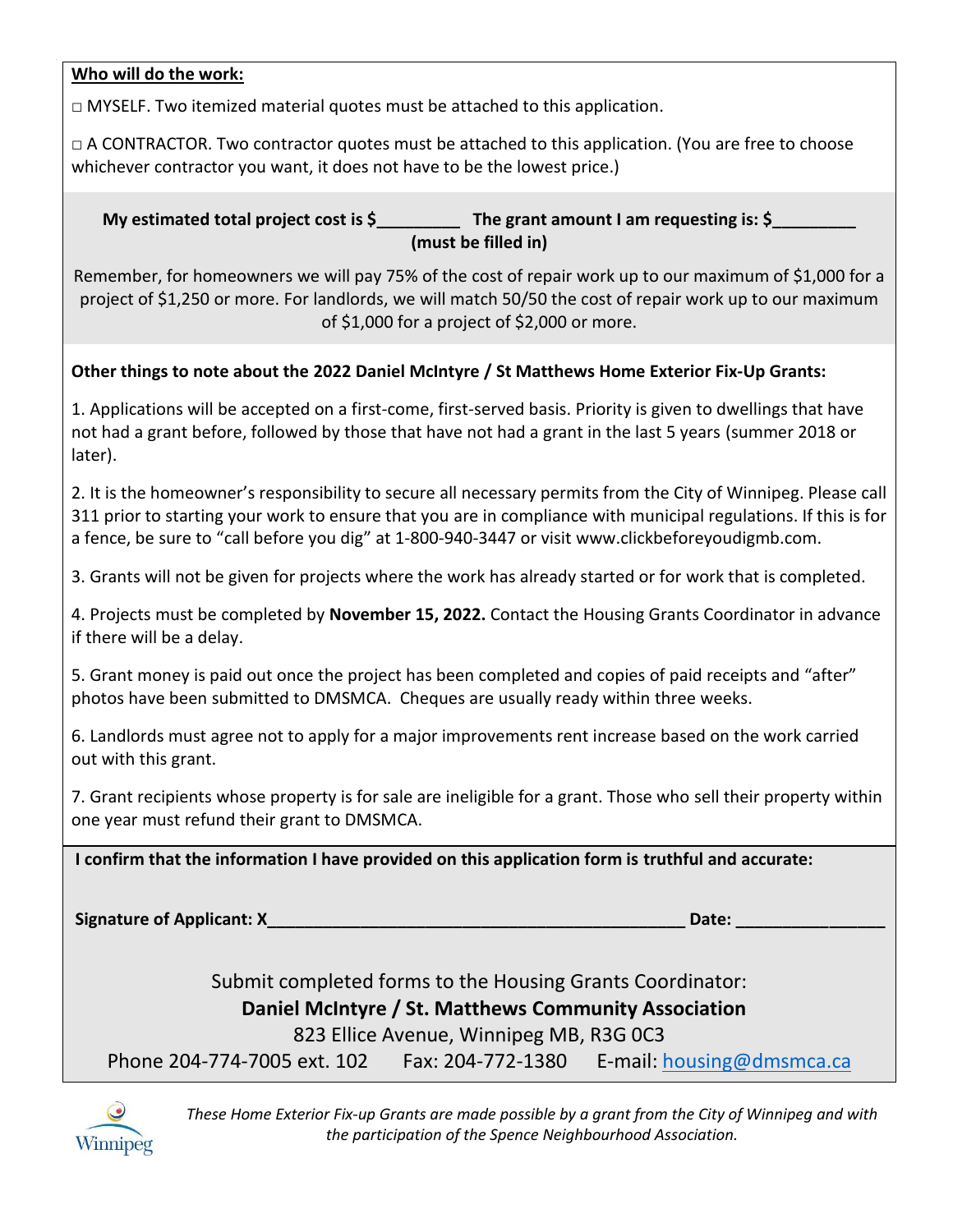**Who will do the work:**

□ MYSELF. Two itemized material quotes must be attached to this application.

□ A CONTRACTOR. Two contractor quotes must be attached to this application. (You are free to choose whichever contractor you want, it does not have to be the lowest price.)

**My estimated total project cost is $\_\_\_\_\_\_\_\_\_ The grant amount I am requesting is: $\_\_\_\_\_\_\_\_\_ (must be filled in)**

Remember, for homeowners we will pay 75% of the cost of repair work up to our maximum of $1,000 for a project of $1,250 or more. For landlords, we will match 50/50 the cost of repair work up to our maximum of $1,000 for a project of $2,000 or more.

**Other things to note about the 2022 Daniel McIntyre / St Matthews Home Exterior Fix-Up Grants:**

1. Applications will be accepted on a first-come, first-served basis. Priority is given to dwellings that have not had a grant before, followed by those that have not had a grant in the last 5 years (summer 2018 or later).

2. It is the homeowner's responsibility to secure all necessary permits from the City of Winnipeg. Please call 311 prior to starting your work to ensure that you are in compliance with municipal regulations. If this is for a fence, be sure to "call before you dig" at 1-800-940-3447 or visit www.clickbeforeyoudigmb.com.

3. Grants will not be given for projects where the work has already started or for work that is completed.

4. Projects must be completed by **November 15, 2022.** Contact the Housing Grants Coordinator in advance if there will be a delay.

5. Grant money is paid out once the project has been completed and copies of paid receipts and "after" photos have been submitted to DMSMCA. Cheques are usually ready within three weeks.

6. Landlords must agree not to apply for a major improvements rent increase based on the work carried out with this grant.

7. Grant recipients whose property is for sale are ineligible for a grant. Those who sell their property within one year must refund their grant to DMSMCA.

**I confirm that the information I have provided on this application form is truthful and accurate:**

**Signature of Applicant: X\_\_\_\_\_\_\_\_\_\_\_\_\_\_\_\_\_\_\_\_\_\_\_\_\_\_\_\_\_\_\_\_\_\_\_\_\_\_\_\_\_\_\_\_\_ Date: \_\_\_\_\_\_\_\_\_\_\_\_\_\_\_\_**

Submit completed forms to the Housing Grants Coordinator:

**Daniel McIntyre / St. Matthews Community Association**

823 Ellice Avenue, Winnipeg MB, R3G 0C3

Phone 204-774-7005 ext. 102 Fax: 204-772-1380 E-mail: housing@dmsmca.ca

Winnipeg

*These Home Exterior Fix-up Grants are made possible by a grant from the City of Winnipeg and with the participation of the Spence Neighbourhood Association.*